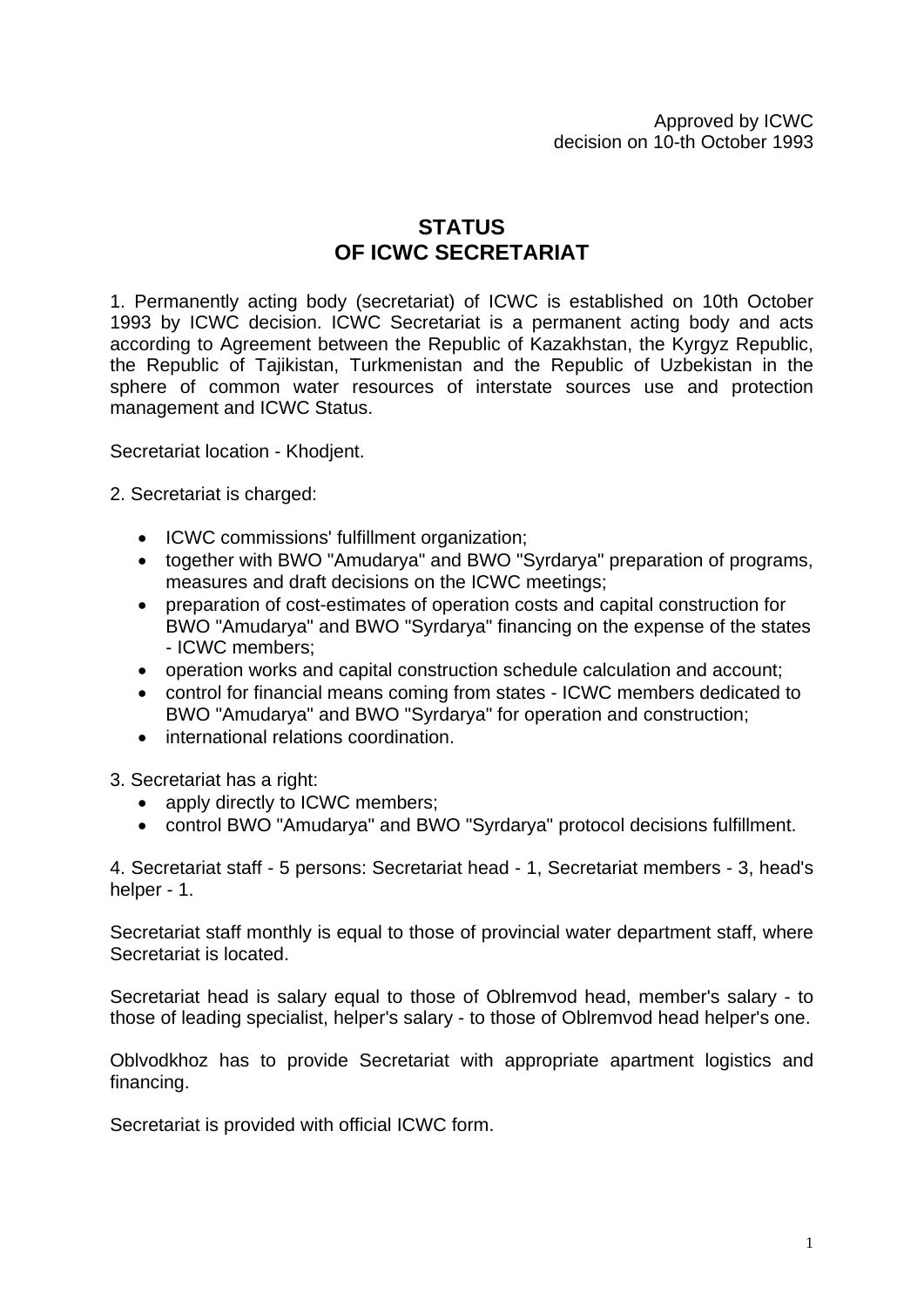Approved by ICWC
decision on 10-th October 1993

# STATUS
# OF ICWC SECRETARIAT

1. Permanently acting body (secretariat) of ICWC is established on 10th October 1993 by ICWC decision. ICWC Secretariat is a permanent acting body and acts according to Agreement between the Republic of Kazakhstan, the Kyrgyz Republic, the Republic of Tajikistan, Turkmenistan and the Republic of Uzbekistan in the sphere of common water resources of interstate sources use and protection management and ICWC Status.

Secretariat location - Khodjent.

2. Secretariat is charged:

- ICWC commissions' fulfillment organization;
- together with BWO "Amudarya" and BWO "Syrdarya" preparation of programs, measures and draft decisions on the ICWC meetings;
- preparation of cost-estimates of operation costs and capital construction for BWO "Amudarya" and BWO "Syrdarya" financing on the expense of the states - ICWC members;
- operation works and capital construction schedule calculation and account;
- control for financial means coming from states - ICWC members dedicated to BWO "Amudarya" and BWO "Syrdarya" for operation and construction;
- international relations coordination.

3. Secretariat has a right:

- apply directly to ICWC members;
- control BWO "Amudarya" and BWO "Syrdarya" protocol decisions fulfillment.

4. Secretariat staff - 5 persons: Secretariat head - 1, Secretariat members - 3, head's helper - 1.

Secretariat staff monthly is equal to those of provincial water department staff, where Secretariat is located.

Secretariat head is salary equal to those of Oblremvod head, member's salary - to those of leading specialist, helper's salary - to those of Oblremvod head helper's one.

Oblvodkhoz has to provide Secretariat with appropriate apartment logistics and financing.

Secretariat is provided with official ICWC form.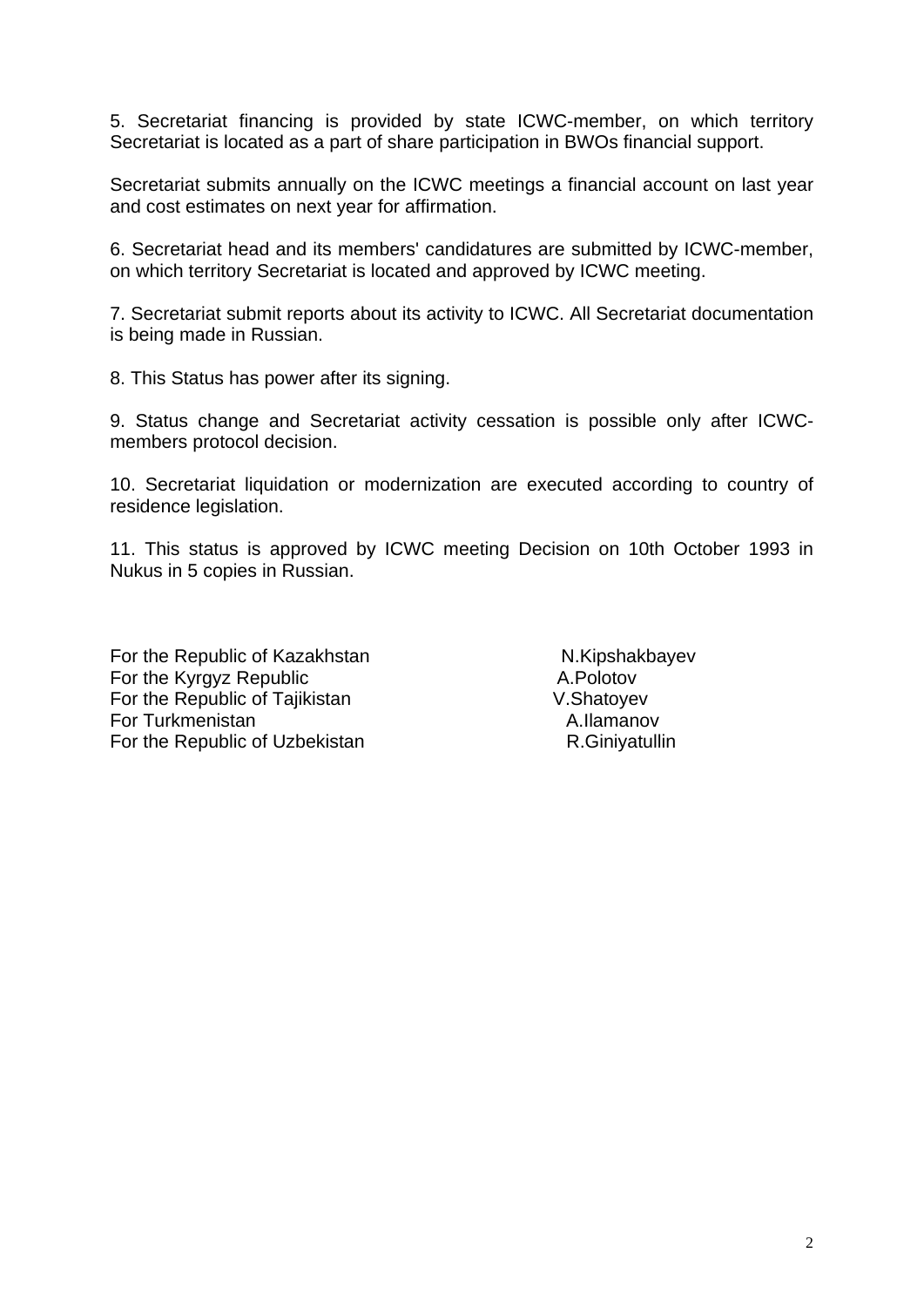5. Secretariat financing is provided by state ICWC-member, on which territory Secretariat is located as a part of share participation in BWOs financial support.

Secretariat submits annually on the ICWC meetings a financial account on last year and cost estimates on next year for affirmation.

6. Secretariat head and its members' candidatures are submitted by ICWC-member, on which territory Secretariat is located and approved by ICWC meeting.

7. Secretariat submit reports about its activity to ICWC. All Secretariat documentation is being made in Russian.

8. This Status has power after its signing.

9. Status change and Secretariat activity cessation is possible only after ICWC-members protocol decision.

10. Secretariat liquidation or modernization are executed according to country of residence legislation.

11. This status is approved by ICWC meeting Decision on 10th October 1993 in Nukus in 5 copies in Russian.

| | |
|---|---|
| For the Republic of Kazakhstan | N.Kipshakbayev |
| For the Kyrgyz Republic | A.Polotov |
| For the Republic of Tajikistan | V.Shatoyev |
| For Turkmenistan | A.Ilamanov |
| For the Republic of Uzbekistan | R.Giniyatullin |